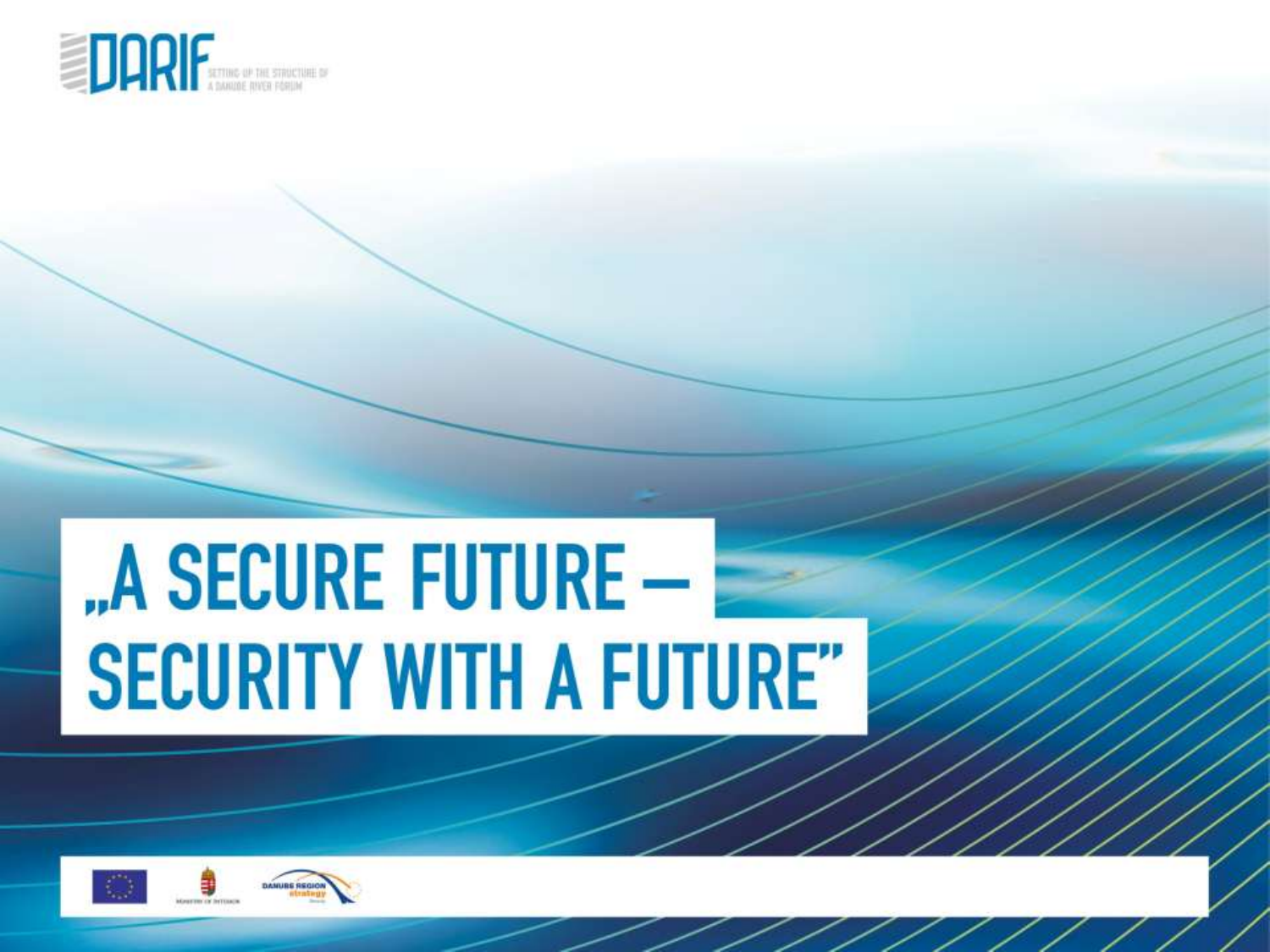DARIF

SETTING UP THE STRUCTURE OF A DANUBE RIVER FORUM

# „A SECURE FUTURE – SECURITY WITH A FUTURE"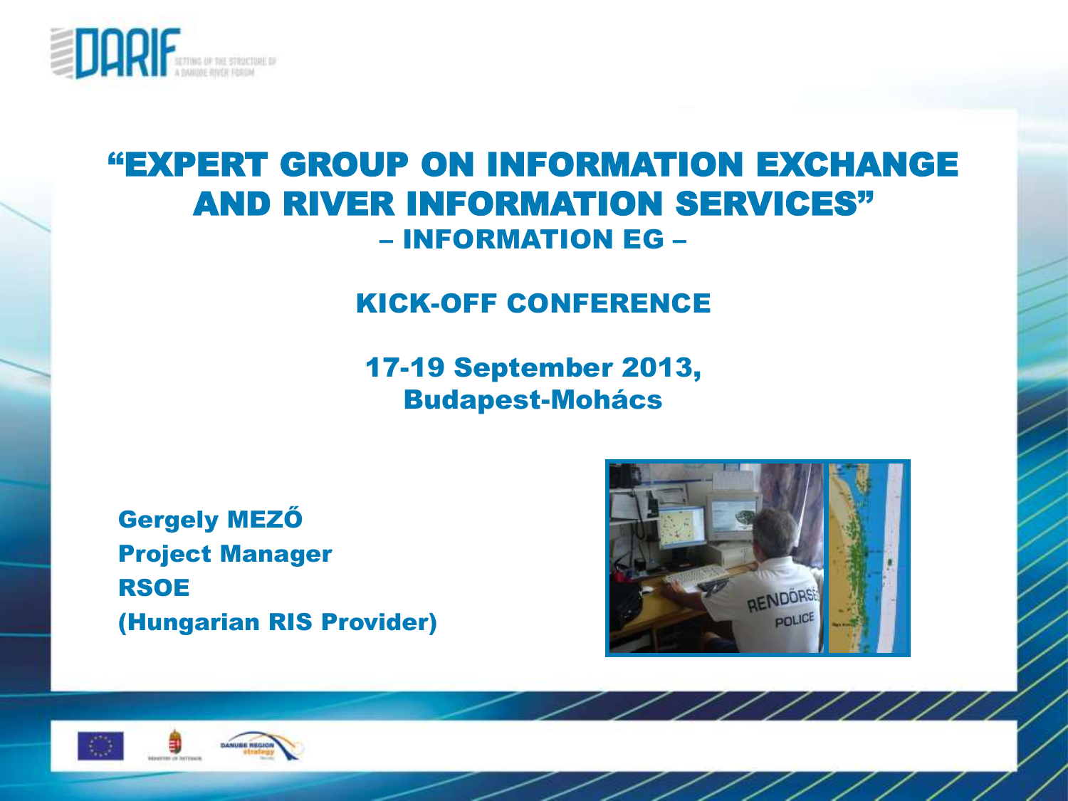# "EXPERT GROUP ON INFORMATION EXCHANGE AND RIVER INFORMATION SERVICES"

## – INFORMATION EG –

## KICK-OFF CONFERENCE

**17-19 September 2013, Budapest-Mohács**

**Gergely MEZŐ**
**Project Manager**
**RSOE**
**(Hungarian RIS Provider)**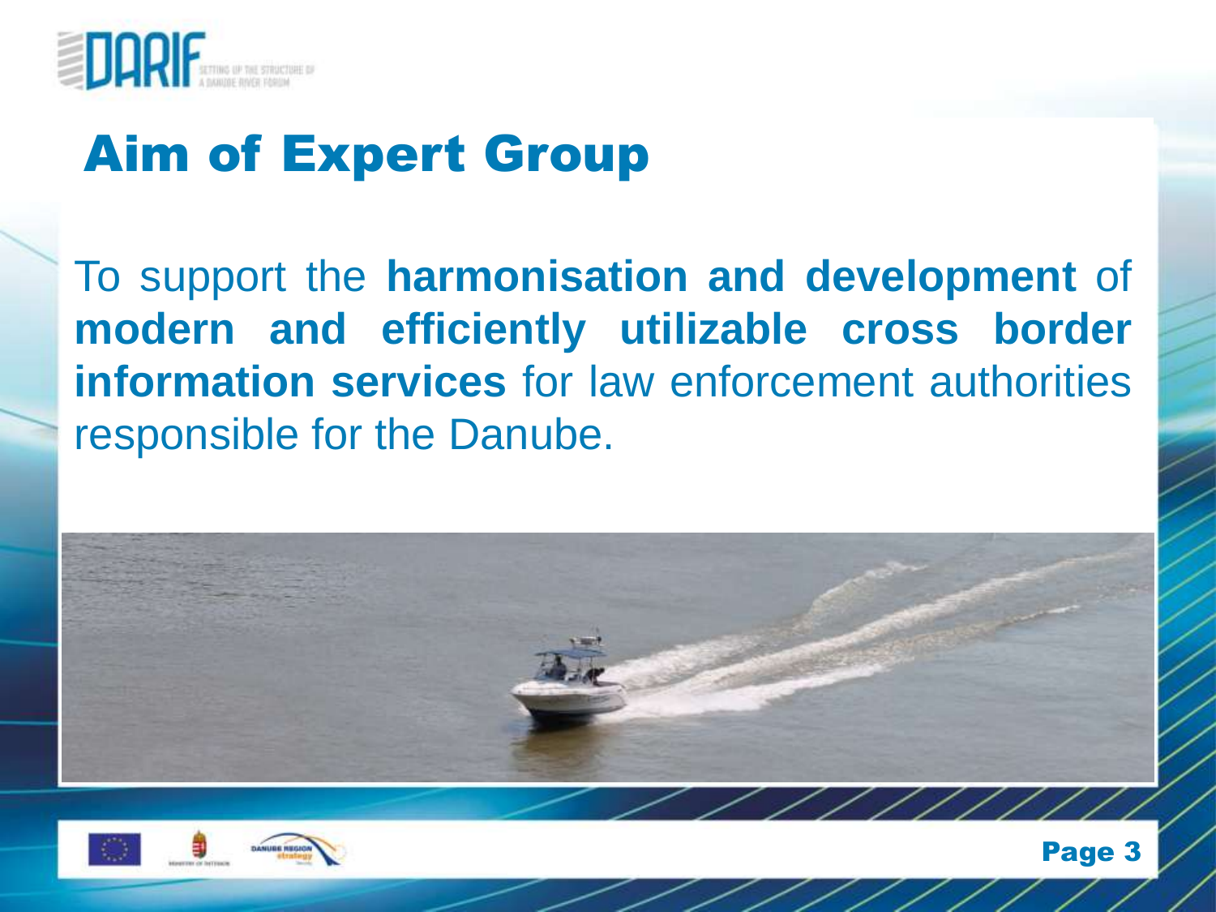# Aim of Expert Group

To support the **harmonisation and development** of **modern and efficiently utilizable cross border information services** for law enforcement authorities responsible for the Danube.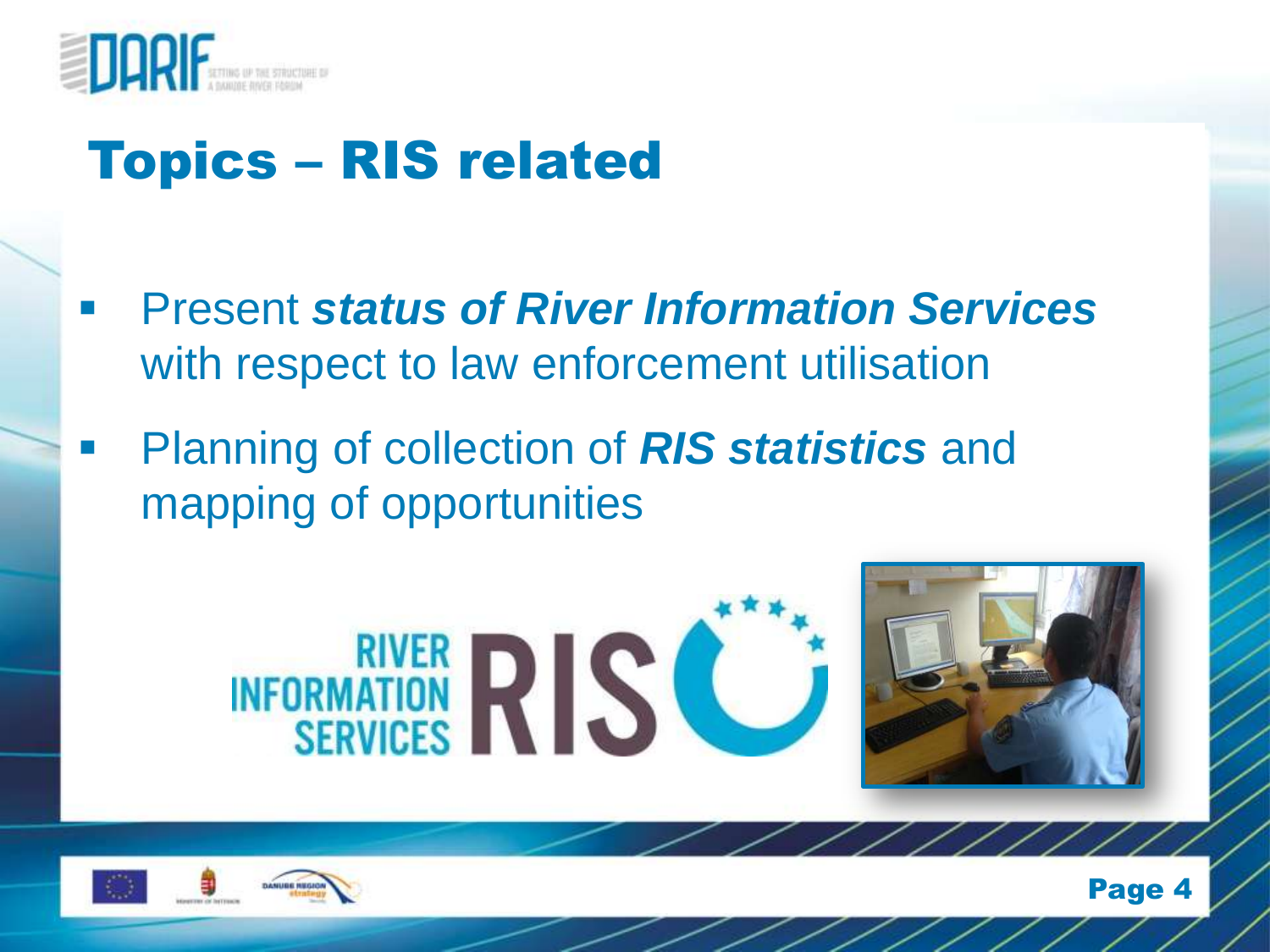# Topics – RIS related

- Present ***status of River Information Services*** with respect to law enforcement utilisation
- Planning of collection of ***RIS statistics*** and mapping of opportunities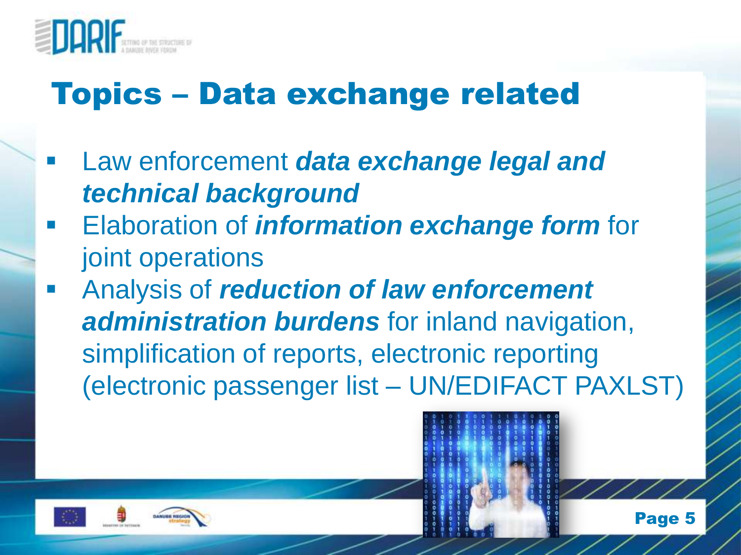# Topics – Data exchange related

- Law enforcement ***data exchange legal and technical background***
- Elaboration of ***information exchange form*** for joint operations
- Analysis of ***reduction of law enforcement administration burdens*** for inland navigation, simplification of reports, electronic reporting (electronic passenger list – UN/EDIFACT PAXLST)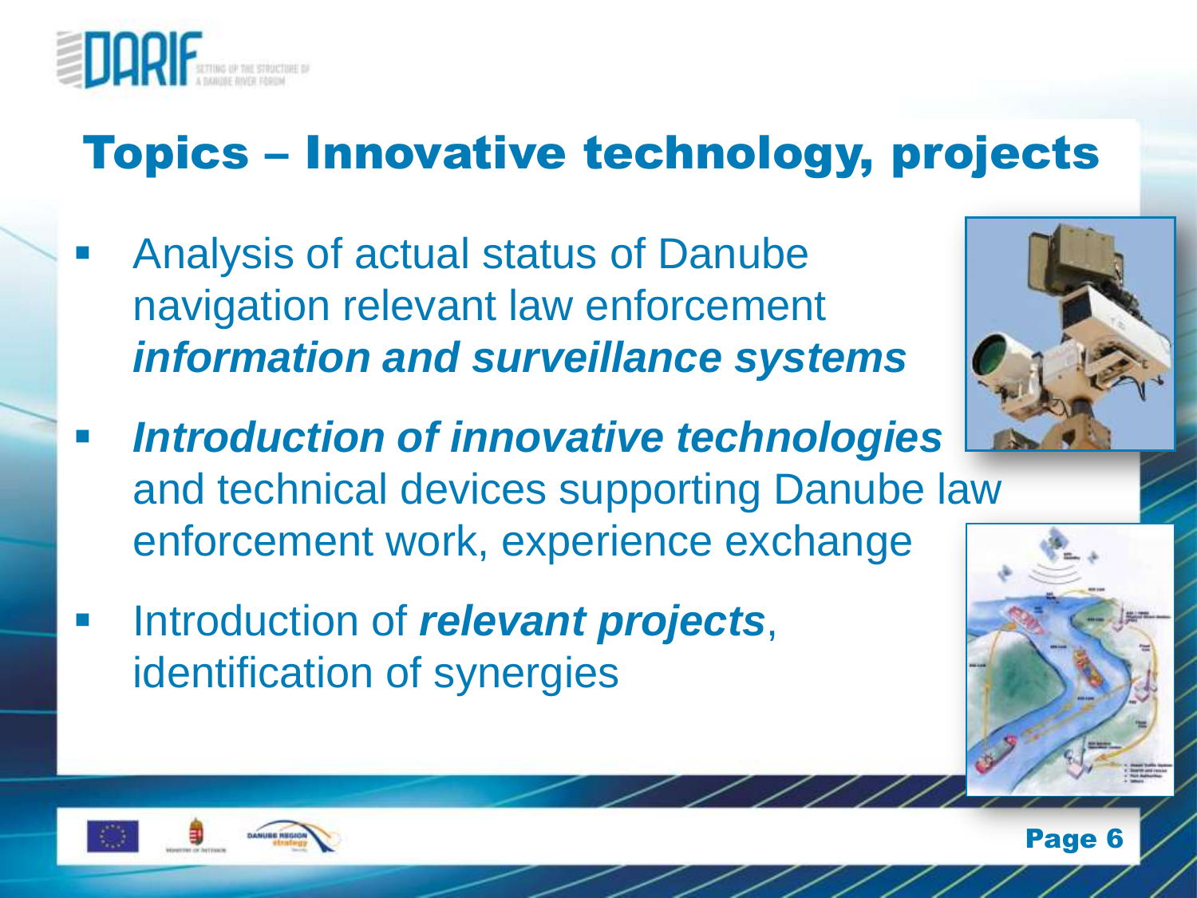# Topics – Innovative technology, projects

- Analysis of actual status of Danube navigation relevant law enforcement ***information and surveillance systems***
- ***Introduction of innovative technologies*** and technical devices supporting Danube law enforcement work, experience exchange
- Introduction of ***relevant projects***, identification of synergies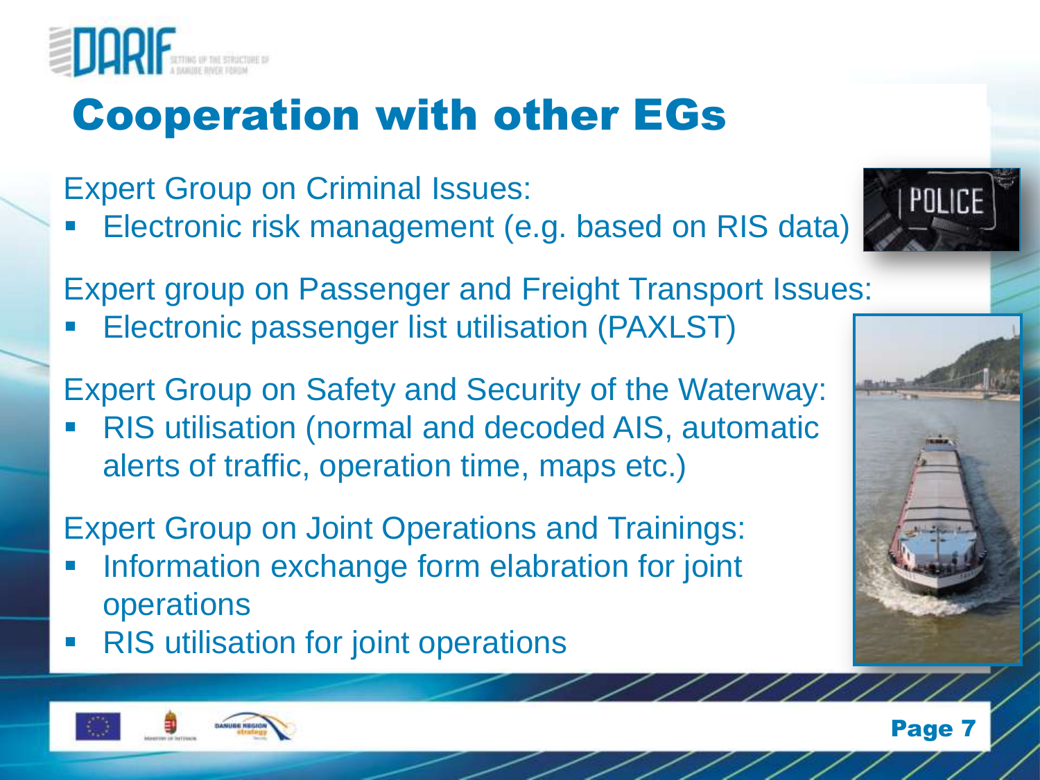# Cooperation with other EGs

Expert Group on Criminal Issues:

- Electronic risk management (e.g. based on RIS data)

Expert group on Passenger and Freight Transport Issues:

- Electronic passenger list utilisation (PAXLST)

Expert Group on Safety and Security of the Waterway:

- RIS utilisation (normal and decoded AIS, automatic alerts of traffic, operation time, maps etc.)

Expert Group on Joint Operations and Trainings:

- Information exchange form elabration for joint operations
- RIS utilisation for joint operations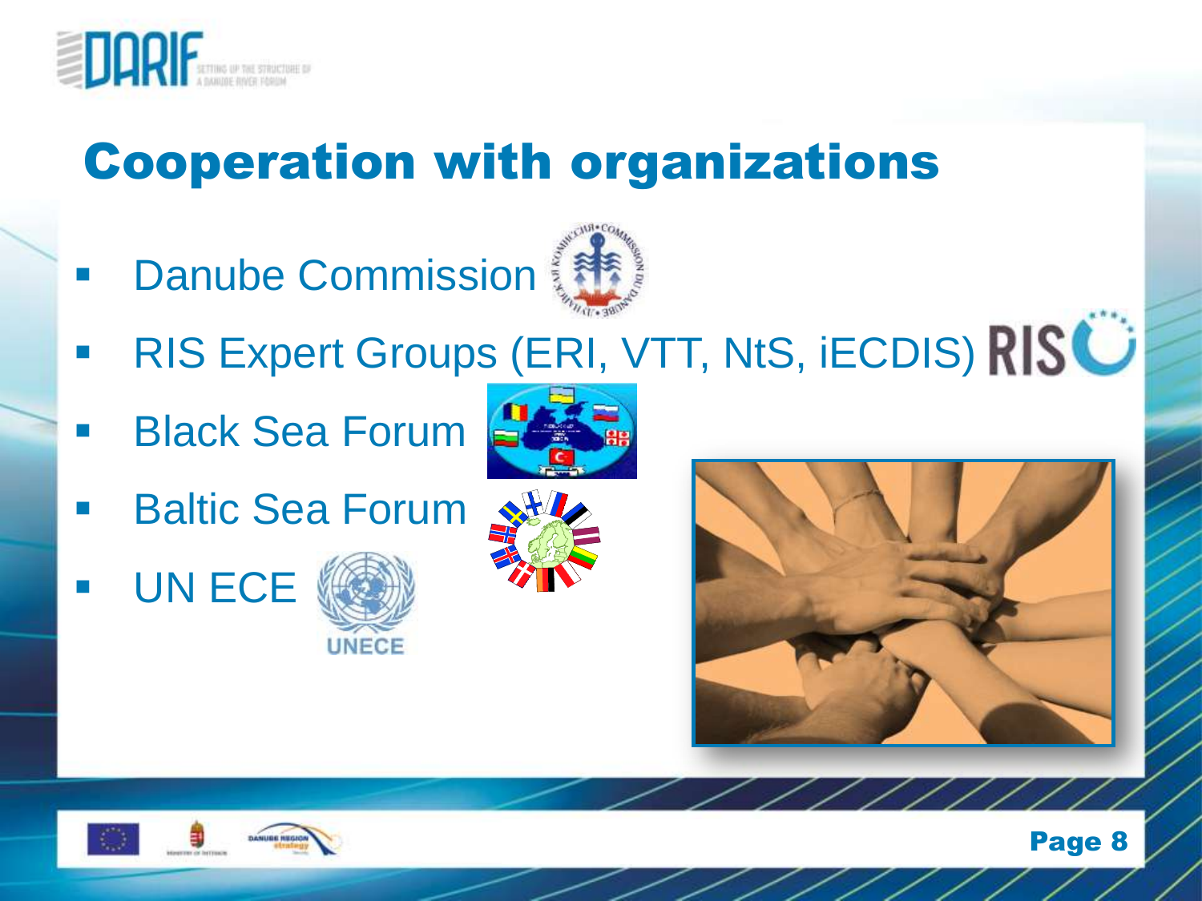# Cooperation with organizations

- Danube Commission
- RIS Expert Groups (ERI, VTT, NtS, iECDIS)
- Black Sea Forum
- Baltic Sea Forum
- UN ECE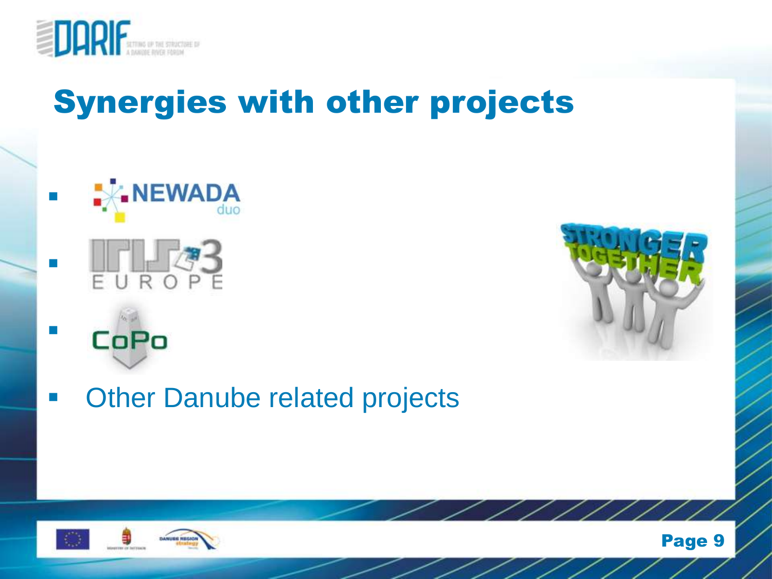# Synergies with other projects

- NEWADA duo
- IRIS 3 EUROPE
- CoPo
- Other Danube related projects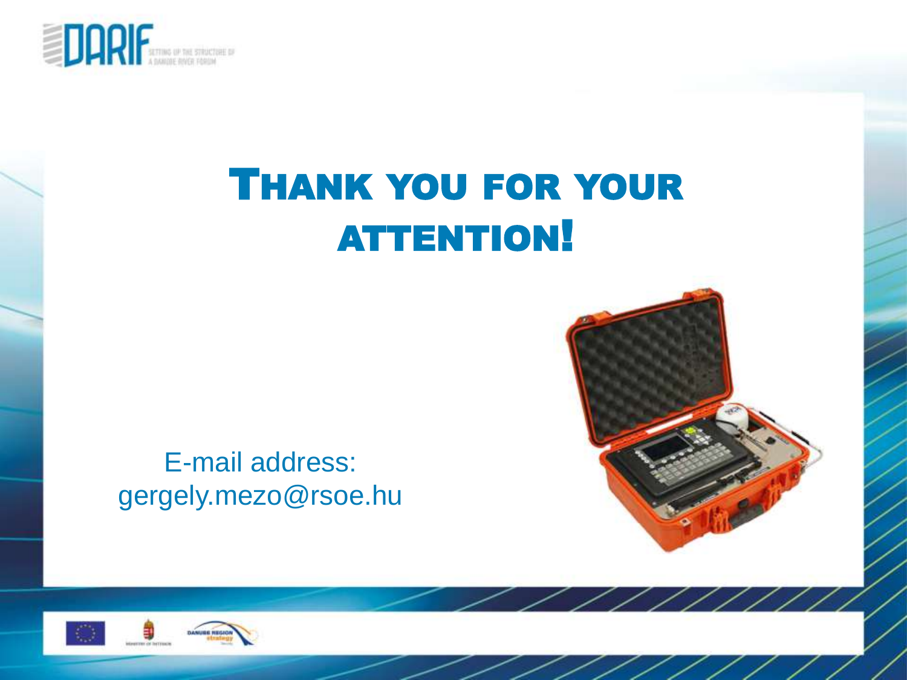# Thank you for your attention!

E-mail address:
gergely.mezo@rsoe.hu